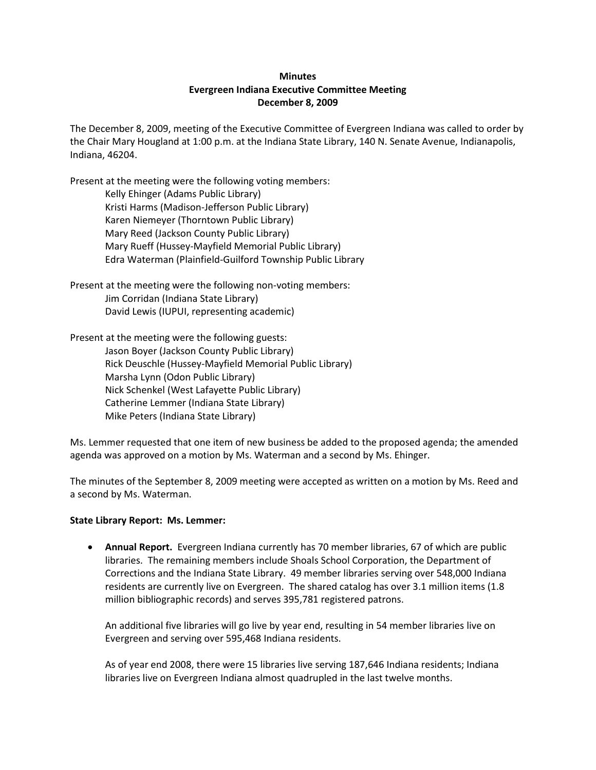**Minutes**
**Evergreen Indiana Executive Committee Meeting**
**December 8, 2009**

The December 8, 2009, meeting of the Executive Committee of Evergreen Indiana was called to order by the Chair Mary Hougland at 1:00 p.m. at the Indiana State Library, 140 N. Senate Avenue, Indianapolis, Indiana, 46204.

Present at the meeting were the following voting members:

Kelly Ehinger (Adams Public Library)
Kristi Harms (Madison-Jefferson Public Library)
Karen Niemeyer (Thorntown Public Library)
Mary Reed (Jackson County Public Library)
Mary Rueff (Hussey-Mayfield Memorial Public Library)
Edra Waterman (Plainfield-Guilford Township Public Library

Present at the meeting were the following non-voting members:

Jim Corridan (Indiana State Library)
David Lewis (IUPUI, representing academic)

Present at the meeting were the following guests:

Jason Boyer (Jackson County Public Library)
Rick Deuschle (Hussey-Mayfield Memorial Public Library)
Marsha Lynn (Odon Public Library)
Nick Schenkel (West Lafayette Public Library)
Catherine Lemmer (Indiana State Library)
Mike Peters (Indiana State Library)

Ms. Lemmer requested that one item of new business be added to the proposed agenda; the amended agenda was approved on a motion by Ms. Waterman and a second by Ms. Ehinger.

The minutes of the September 8, 2009 meeting were accepted as written on a motion by Ms. Reed and a second by Ms. Waterman.

**State Library Report: Ms. Lemmer:**

- **Annual Report.** Evergreen Indiana currently has 70 member libraries, 67 of which are public libraries. The remaining members include Shoals School Corporation, the Department of Corrections and the Indiana State Library. 49 member libraries serving over 548,000 Indiana residents are currently live on Evergreen. The shared catalog has over 3.1 million items (1.8 million bibliographic records) and serves 395,781 registered patrons.

  An additional five libraries will go live by year end, resulting in 54 member libraries live on Evergreen and serving over 595,468 Indiana residents.

  As of year end 2008, there were 15 libraries live serving 187,646 Indiana residents; Indiana libraries live on Evergreen Indiana almost quadrupled in the last twelve months.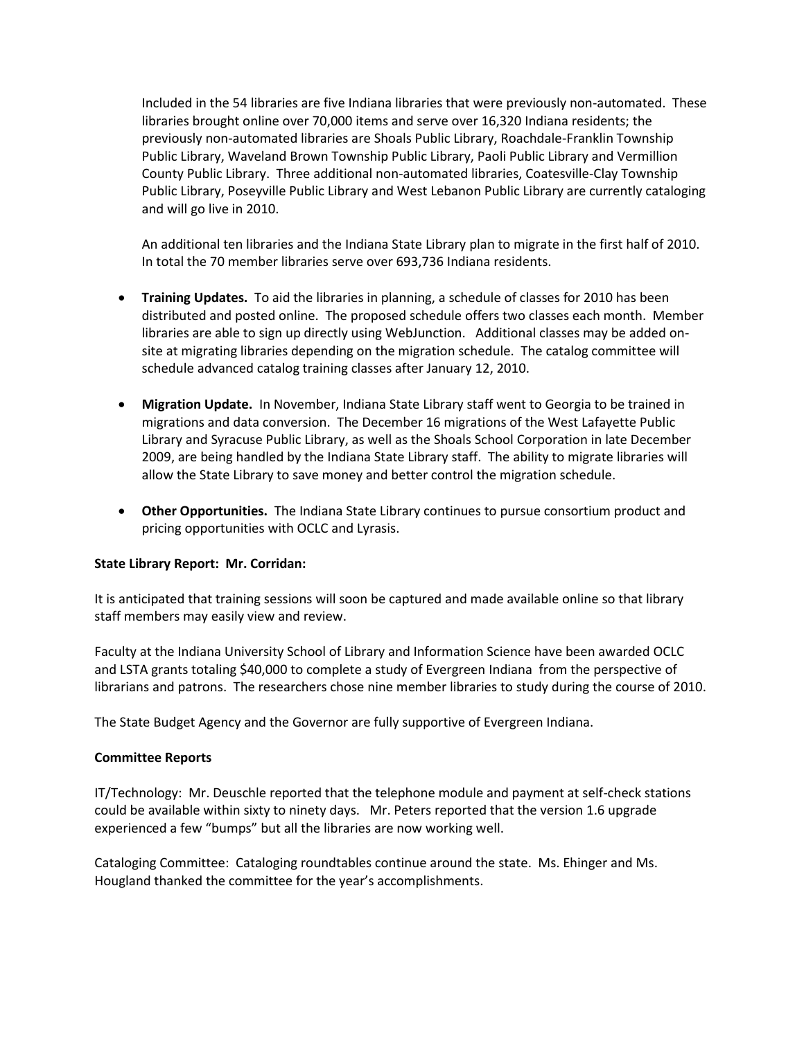Included in the 54 libraries are five Indiana libraries that were previously non-automated. These libraries brought online over 70,000 items and serve over 16,320 Indiana residents; the previously non-automated libraries are Shoals Public Library, Roachdale-Franklin Township Public Library, Waveland Brown Township Public Library, Paoli Public Library and Vermillion County Public Library. Three additional non-automated libraries, Coatesville-Clay Township Public Library, Poseyville Public Library and West Lebanon Public Library are currently cataloging and will go live in 2010.

An additional ten libraries and the Indiana State Library plan to migrate in the first half of 2010. In total the 70 member libraries serve over 693,736 Indiana residents.

- **Training Updates.** To aid the libraries in planning, a schedule of classes for 2010 has been distributed and posted online. The proposed schedule offers two classes each month. Member libraries are able to sign up directly using WebJunction. Additional classes may be added on-site at migrating libraries depending on the migration schedule. The catalog committee will schedule advanced catalog training classes after January 12, 2010.

- **Migration Update.** In November, Indiana State Library staff went to Georgia to be trained in migrations and data conversion. The December 16 migrations of the West Lafayette Public Library and Syracuse Public Library, as well as the Shoals School Corporation in late December 2009, are being handled by the Indiana State Library staff. The ability to migrate libraries will allow the State Library to save money and better control the migration schedule.

- **Other Opportunities.** The Indiana State Library continues to pursue consortium product and pricing opportunities with OCLC and Lyrasis.

**State Library Report: Mr. Corridan:**

It is anticipated that training sessions will soon be captured and made available online so that library staff members may easily view and review.

Faculty at the Indiana University School of Library and Information Science have been awarded OCLC and LSTA grants totaling $40,000 to complete a study of Evergreen Indiana from the perspective of librarians and patrons. The researchers chose nine member libraries to study during the course of 2010.

The State Budget Agency and the Governor are fully supportive of Evergreen Indiana.

**Committee Reports**

IT/Technology: Mr. Deuschle reported that the telephone module and payment at self-check stations could be available within sixty to ninety days. Mr. Peters reported that the version 1.6 upgrade experienced a few "bumps" but all the libraries are now working well.

Cataloging Committee: Cataloging roundtables continue around the state. Ms. Ehinger and Ms. Hougland thanked the committee for the year's accomplishments.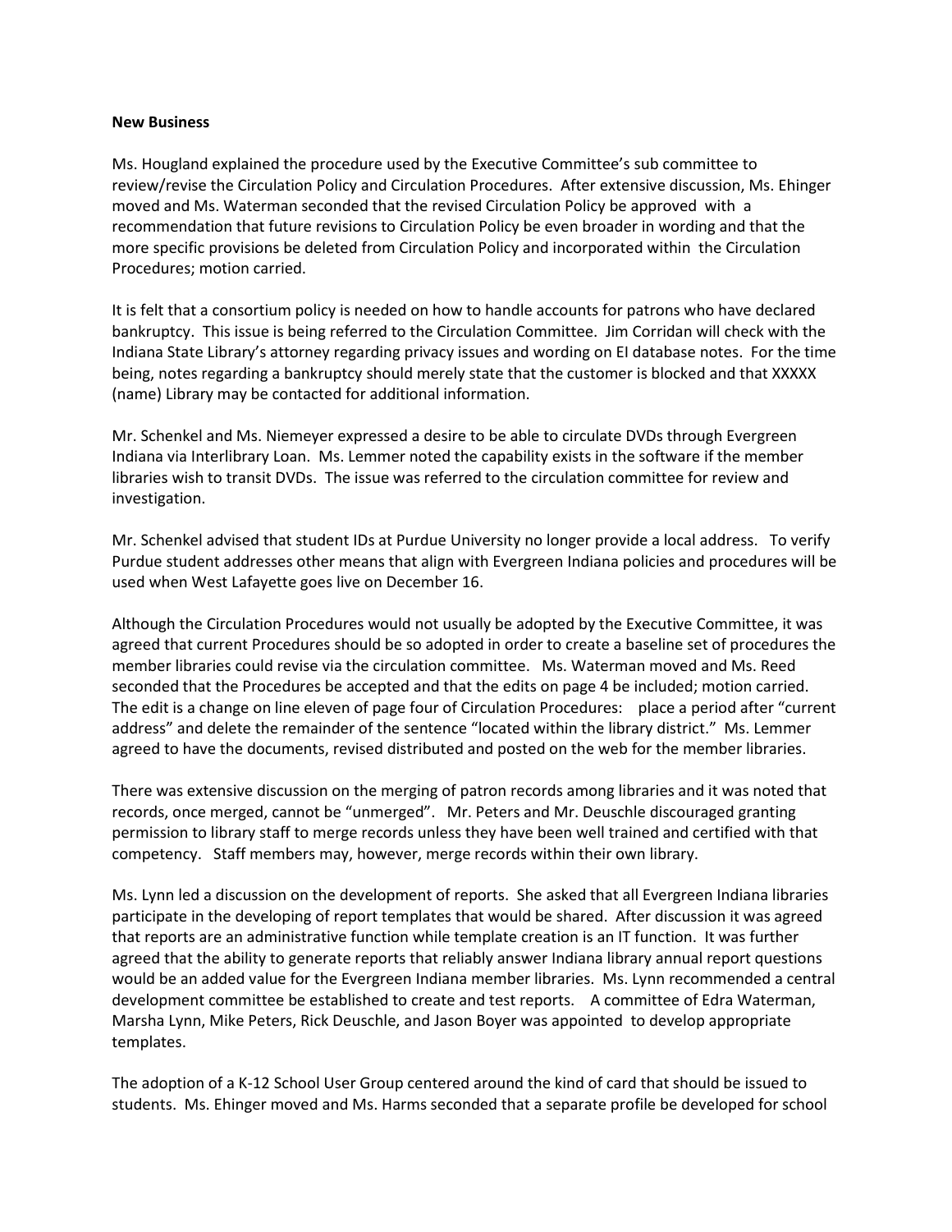**New Business**

Ms. Hougland explained the procedure used by the Executive Committee's sub committee to review/revise the Circulation Policy and Circulation Procedures. After extensive discussion, Ms. Ehinger moved and Ms. Waterman seconded that the revised Circulation Policy be approved with a recommendation that future revisions to Circulation Policy be even broader in wording and that the more specific provisions be deleted from Circulation Policy and incorporated within the Circulation Procedures; motion carried.

It is felt that a consortium policy is needed on how to handle accounts for patrons who have declared bankruptcy. This issue is being referred to the Circulation Committee. Jim Corridan will check with the Indiana State Library's attorney regarding privacy issues and wording on EI database notes. For the time being, notes regarding a bankruptcy should merely state that the customer is blocked and that XXXXX (name) Library may be contacted for additional information.

Mr. Schenkel and Ms. Niemeyer expressed a desire to be able to circulate DVDs through Evergreen Indiana via Interlibrary Loan. Ms. Lemmer noted the capability exists in the software if the member libraries wish to transit DVDs. The issue was referred to the circulation committee for review and investigation.

Mr. Schenkel advised that student IDs at Purdue University no longer provide a local address. To verify Purdue student addresses other means that align with Evergreen Indiana policies and procedures will be used when West Lafayette goes live on December 16.

Although the Circulation Procedures would not usually be adopted by the Executive Committee, it was agreed that current Procedures should be so adopted in order to create a baseline set of procedures the member libraries could revise via the circulation committee. Ms. Waterman moved and Ms. Reed seconded that the Procedures be accepted and that the edits on page 4 be included; motion carried. The edit is a change on line eleven of page four of Circulation Procedures: place a period after "current address" and delete the remainder of the sentence "located within the library district." Ms. Lemmer agreed to have the documents, revised distributed and posted on the web for the member libraries.

There was extensive discussion on the merging of patron records among libraries and it was noted that records, once merged, cannot be "unmerged". Mr. Peters and Mr. Deuschle discouraged granting permission to library staff to merge records unless they have been well trained and certified with that competency. Staff members may, however, merge records within their own library.

Ms. Lynn led a discussion on the development of reports. She asked that all Evergreen Indiana libraries participate in the developing of report templates that would be shared. After discussion it was agreed that reports are an administrative function while template creation is an IT function. It was further agreed that the ability to generate reports that reliably answer Indiana library annual report questions would be an added value for the Evergreen Indiana member libraries. Ms. Lynn recommended a central development committee be established to create and test reports. A committee of Edra Waterman, Marsha Lynn, Mike Peters, Rick Deuschle, and Jason Boyer was appointed to develop appropriate templates.

The adoption of a K-12 School User Group centered around the kind of card that should be issued to students. Ms. Ehinger moved and Ms. Harms seconded that a separate profile be developed for school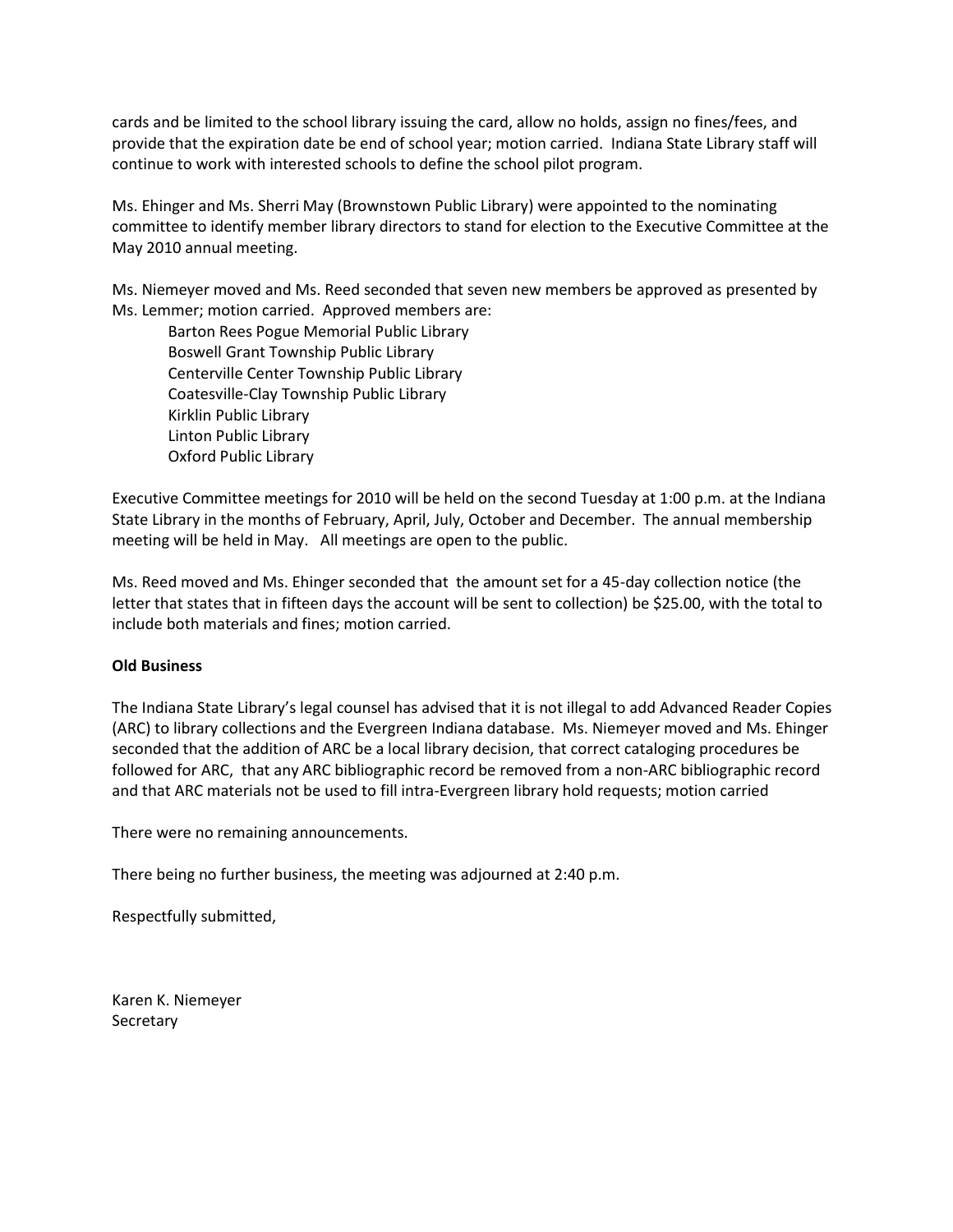cards and be limited to the school library issuing the card, allow no holds, assign no fines/fees, and provide that the expiration date be end of school year; motion carried. Indiana State Library staff will continue to work with interested schools to define the school pilot program.

Ms. Ehinger and Ms. Sherri May (Brownstown Public Library) were appointed to the nominating committee to identify member library directors to stand for election to the Executive Committee at the May 2010 annual meeting.

Ms. Niemeyer moved and Ms. Reed seconded that seven new members be approved as presented by Ms. Lemmer; motion carried. Approved members are:

- Barton Rees Pogue Memorial Public Library
- Boswell Grant Township Public Library
- Centerville Center Township Public Library
- Coatesville-Clay Township Public Library
- Kirklin Public Library
- Linton Public Library
- Oxford Public Library

Executive Committee meetings for 2010 will be held on the second Tuesday at 1:00 p.m. at the Indiana State Library in the months of February, April, July, October and December. The annual membership meeting will be held in May. All meetings are open to the public.

Ms. Reed moved and Ms. Ehinger seconded that the amount set for a 45-day collection notice (the letter that states that in fifteen days the account will be sent to collection) be $25.00, with the total to include both materials and fines; motion carried.

**Old Business**

The Indiana State Library's legal counsel has advised that it is not illegal to add Advanced Reader Copies (ARC) to library collections and the Evergreen Indiana database. Ms. Niemeyer moved and Ms. Ehinger seconded that the addition of ARC be a local library decision, that correct cataloging procedures be followed for ARC, that any ARC bibliographic record be removed from a non-ARC bibliographic record and that ARC materials not be used to fill intra-Evergreen library hold requests; motion carried

There were no remaining announcements.

There being no further business, the meeting was adjourned at 2:40 p.m.

Respectfully submitted,

Karen K. Niemeyer
Secretary